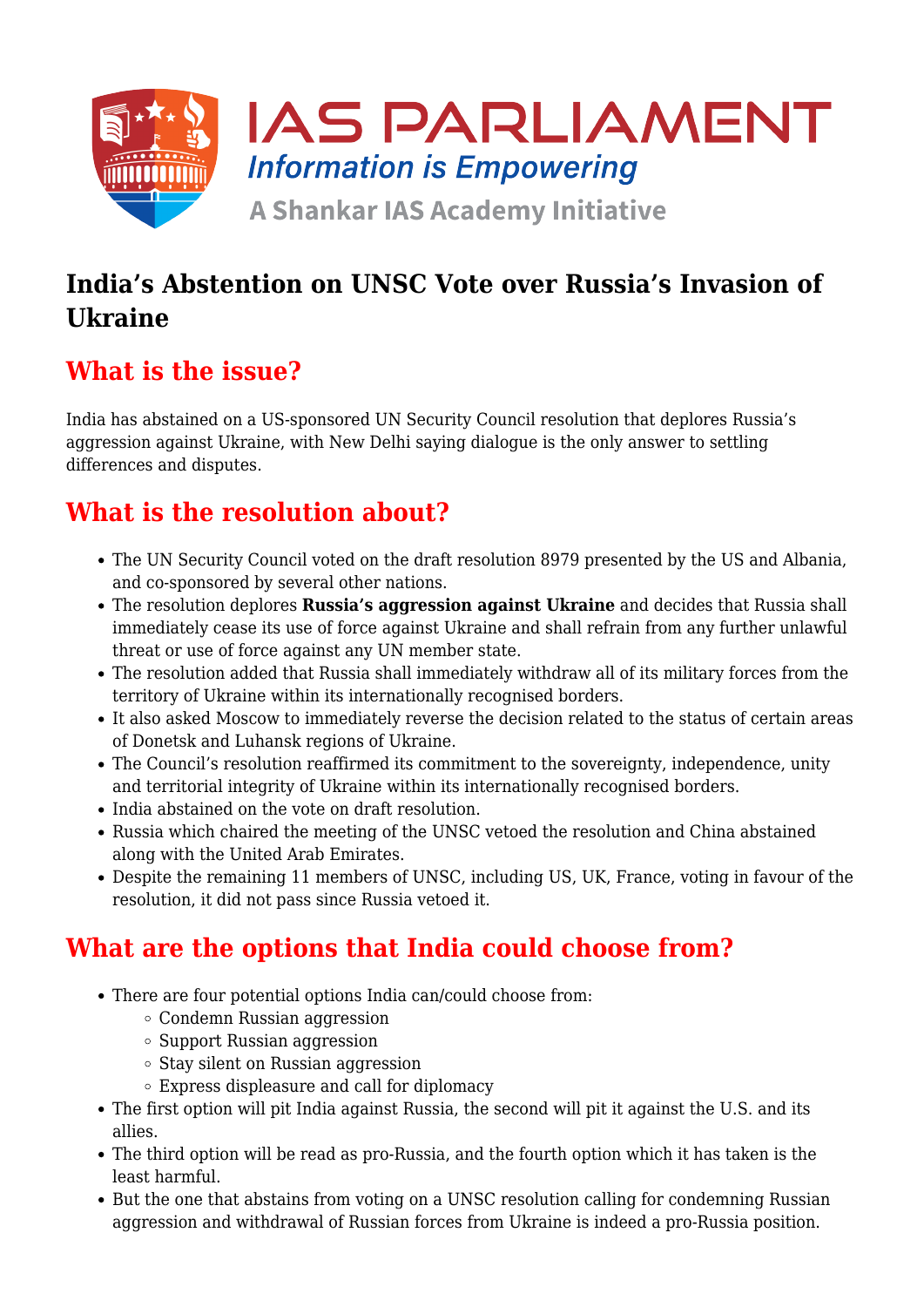# India's Abstention on UNSC Vote over Russia's Invasion of Ukraine

## What is the issue?

India has abstained on a US-sponsored UN Security Council resolution that deplores Russia's aggression against Ukraine, with New Delhi saying dialogue is the only answer to settling differences and disputes.

## What is the resolution about?

- The UN Security Council voted on the draft resolution 8979 presented by the US and Albania, and co-sponsored by several other nations.
- The resolution deplores **Russia's aggression against Ukraine** and decides that Russia shall immediately cease its use of force against Ukraine and shall refrain from any further unlawful threat or use of force against any UN member state.
- The resolution added that Russia shall immediately withdraw all of its military forces from the territory of Ukraine within its internationally recognised borders.
- It also asked Moscow to immediately reverse the decision related to the status of certain areas of Donetsk and Luhansk regions of Ukraine.
- The Council's resolution reaffirmed its commitment to the sovereignty, independence, unity and territorial integrity of Ukraine within its internationally recognised borders.
- India abstained on the vote on draft resolution.
- Russia which chaired the meeting of the UNSC vetoed the resolution and China abstained along with the United Arab Emirates.
- Despite the remaining 11 members of UNSC, including US, UK, France, voting in favour of the resolution, it did not pass since Russia vetoed it.

## What are the options that India could choose from?

- There are four potential options India can/could choose from:
  - Condemn Russian aggression
  - Support Russian aggression
  - Stay silent on Russian aggression
  - Express displeasure and call for diplomacy
- The first option will pit India against Russia, the second will pit it against the U.S. and its allies.
- The third option will be read as pro-Russia, and the fourth option which it has taken is the least harmful.
- But the one that abstains from voting on a UNSC resolution calling for condemning Russian aggression and withdrawal of Russian forces from Ukraine is indeed a pro-Russia position.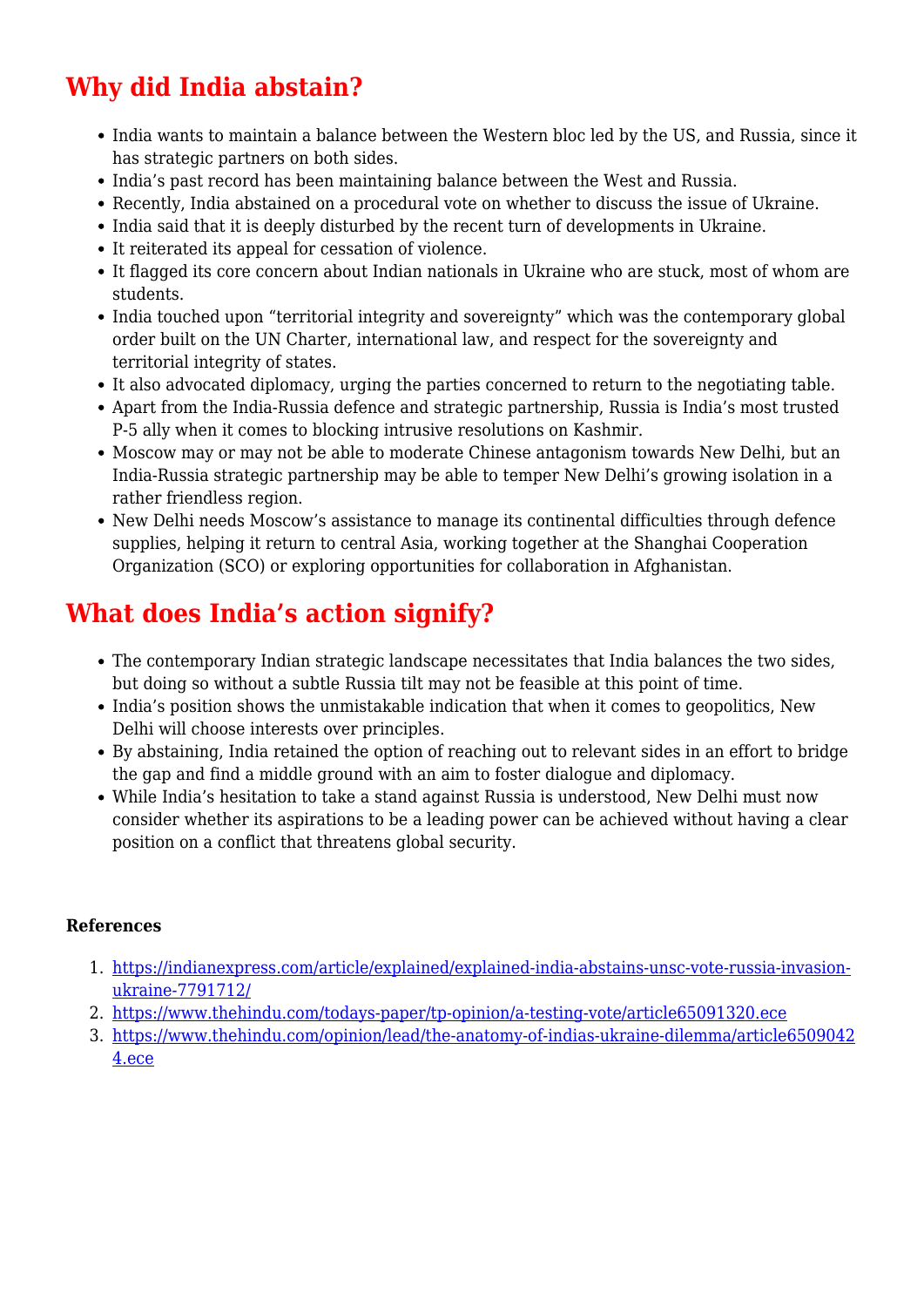## Why did India abstain?

- India wants to maintain a balance between the Western bloc led by the US, and Russia, since it has strategic partners on both sides.
- India's past record has been maintaining balance between the West and Russia.
- Recently, India abstained on a procedural vote on whether to discuss the issue of Ukraine.
- India said that it is deeply disturbed by the recent turn of developments in Ukraine.
- It reiterated its appeal for cessation of violence.
- It flagged its core concern about Indian nationals in Ukraine who are stuck, most of whom are students.
- India touched upon "territorial integrity and sovereignty" which was the contemporary global order built on the UN Charter, international law, and respect for the sovereignty and territorial integrity of states.
- It also advocated diplomacy, urging the parties concerned to return to the negotiating table.
- Apart from the India-Russia defence and strategic partnership, Russia is India's most trusted P-5 ally when it comes to blocking intrusive resolutions on Kashmir.
- Moscow may or may not be able to moderate Chinese antagonism towards New Delhi, but an India-Russia strategic partnership may be able to temper New Delhi's growing isolation in a rather friendless region.
- New Delhi needs Moscow's assistance to manage its continental difficulties through defence supplies, helping it return to central Asia, working together at the Shanghai Cooperation Organization (SCO) or exploring opportunities for collaboration in Afghanistan.

## What does India's action signify?

- The contemporary Indian strategic landscape necessitates that India balances the two sides, but doing so without a subtle Russia tilt may not be feasible at this point of time.
- India's position shows the unmistakable indication that when it comes to geopolitics, New Delhi will choose interests over principles.
- By abstaining, India retained the option of reaching out to relevant sides in an effort to bridge the gap and find a middle ground with an aim to foster dialogue and diplomacy.
- While India's hesitation to take a stand against Russia is understood, New Delhi must now consider whether its aspirations to be a leading power can be achieved without having a clear position on a conflict that threatens global security.

**References**

1. https://indianexpress.com/article/explained/explained-india-abstains-unsc-vote-russia-invasion-ukraine-7791712/
2. https://www.thehindu.com/todays-paper/tp-opinion/a-testing-vote/article65091320.ece
3. https://www.thehindu.com/opinion/lead/the-anatomy-of-indias-ukraine-dilemma/article65090424.ece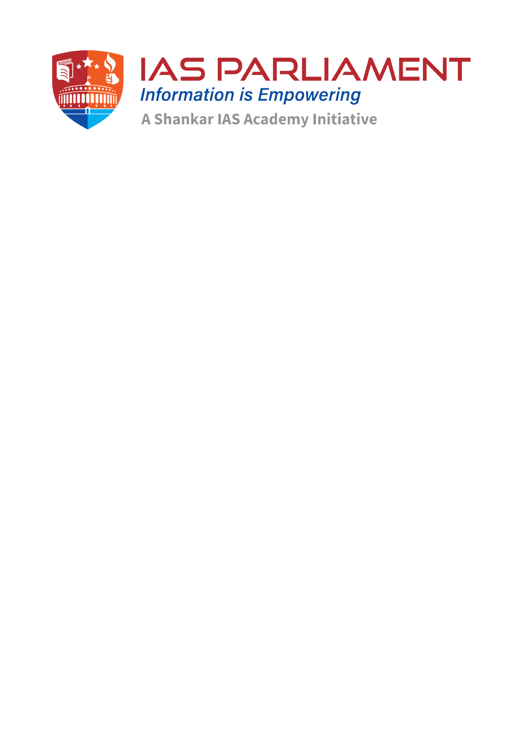IAS PARLIAMENT

*Information is Empowering*

A Shankar IAS Academy Initiative